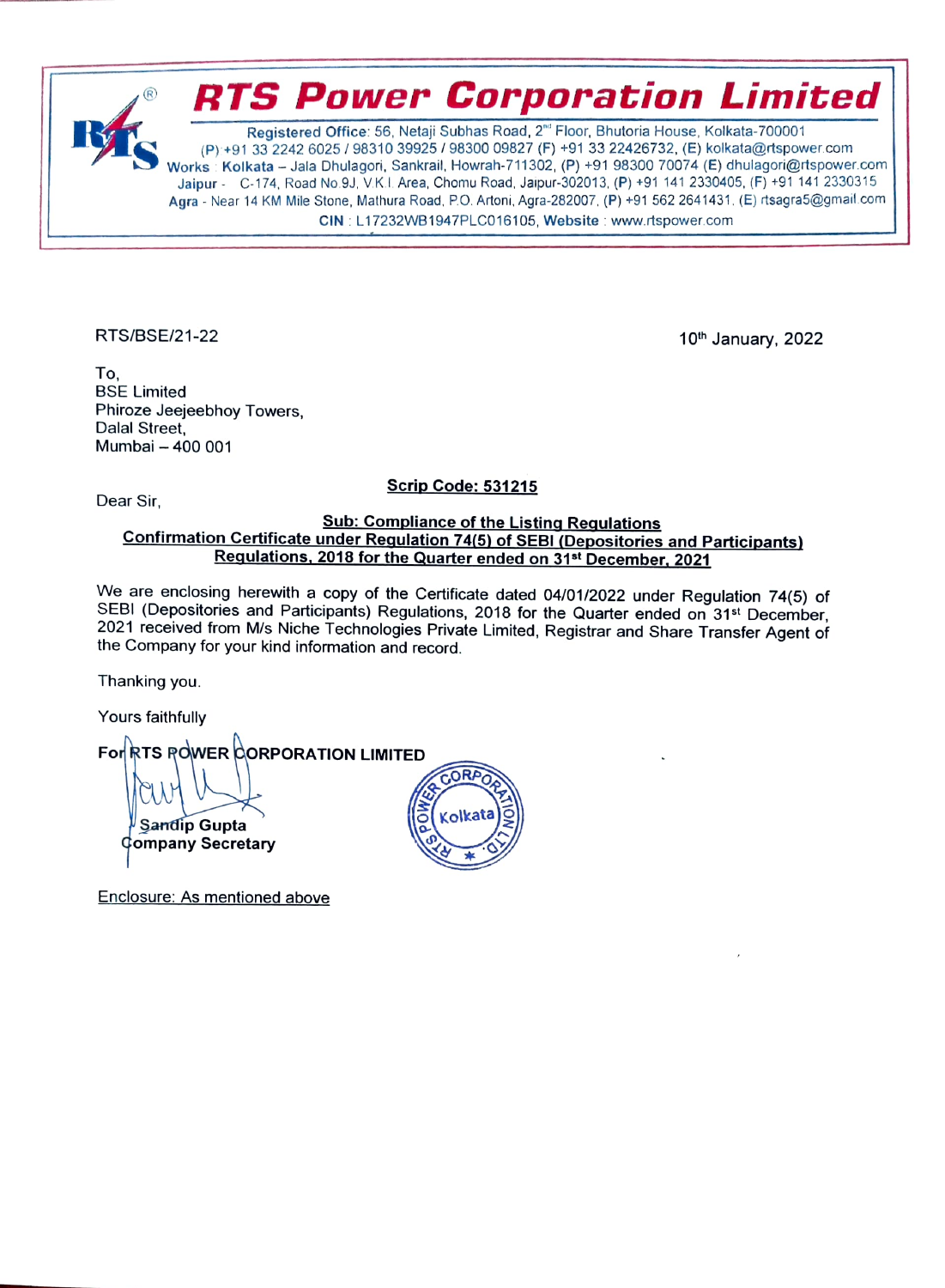# RTS Power Corporation Limited

Registered Office: 56, Netaji Subhas Road, 2nd Floor, Bhutoria House, Kolkata-700001
(P) +91 33 2242 6025 / 98310 39925 / 98300 09827 (F) +91 33 22426732, (E) kolkata@rtspower.com
Works : Kolkata – Jala Dhulagori, Sankrail, Howrah-711302, (P) +91 98300 70074 (E) dhulagori@rtspower.com
Jaipur - C-174, Road No 9J, V.K.I. Area, Chomu Road, Jaipur-302013, (P) +91 141 2330405, (F) +91 141 2330315
Agra - Near 14 KM Mile Stone, Mathura Road, P.O. Artoni, Agra-282007, (P) +91 562 2641431, (E) rtsagra5@gmail.com
CIN : L17232WB1947PLC016105, Website : www.rtspower.com

RTS/BSE/21-22

10th January, 2022

To,
BSE Limited
Phiroze Jeejeebhoy Towers,
Dalal Street,
Mumbai – 400 001

**Scrip Code: 531215**

Dear Sir,

**Sub: Compliance of the Listing Regulations**
**Confirmation Certificate under Regulation 74(5) of SEBI (Depositories and Participants) Regulations, 2018 for the Quarter ended on 31st December, 2021**

We are enclosing herewith a copy of the Certificate dated 04/01/2022 under Regulation 74(5) of SEBI (Depositories and Participants) Regulations, 2018 for the Quarter ended on 31st December, 2021 received from M/s Niche Technologies Private Limited, Registrar and Share Transfer Agent of the Company for your kind information and record.

Thanking you.

Yours faithfully

**For RTS POWER CORPORATION LIMITED**

**Sandip Gupta**
**Company Secretary**

Enclosure: As mentioned above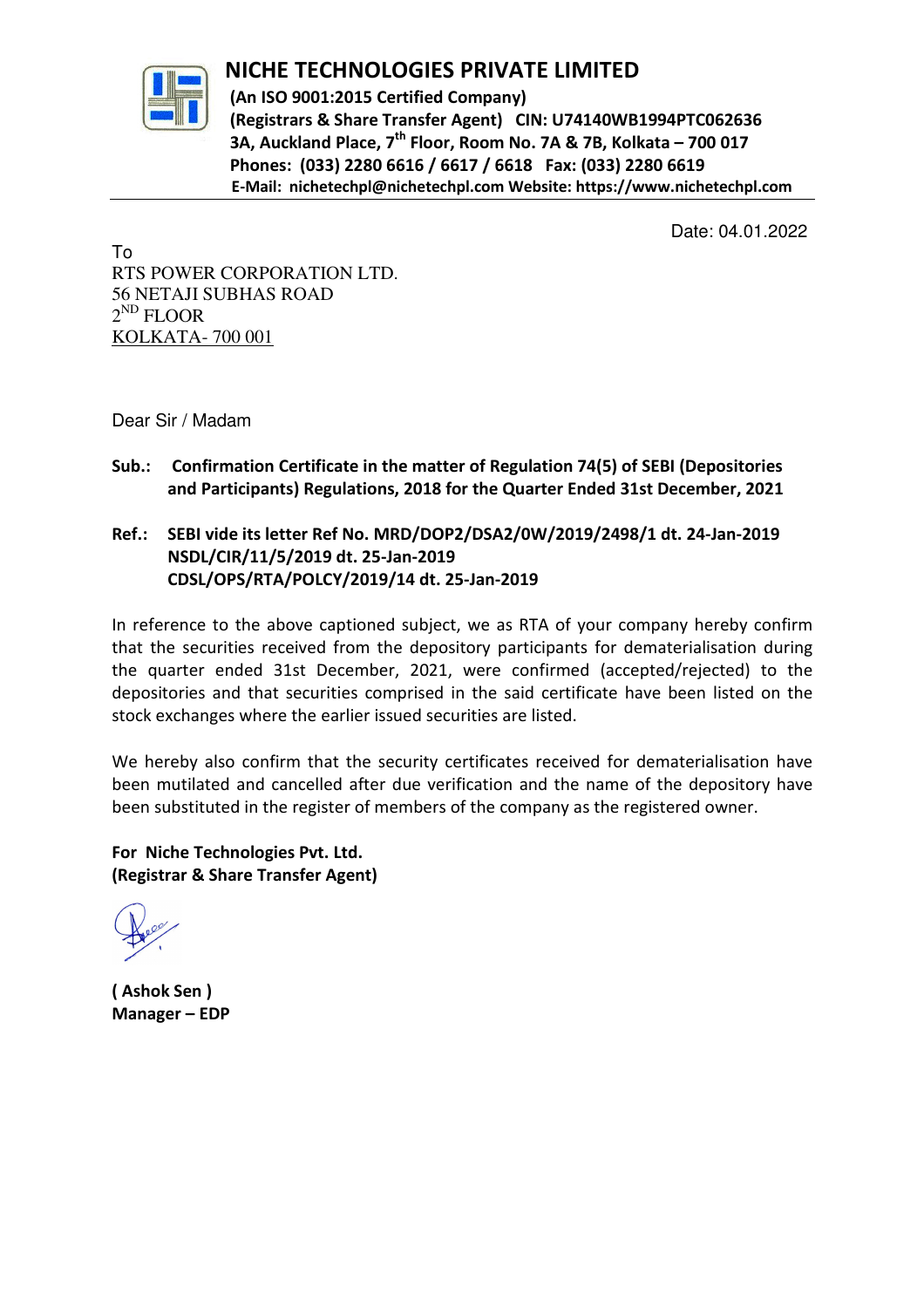# NICHE TECHNOLOGIES PRIVATE LIMITED

**(An ISO 9001:2015 Certified Company)**
**(Registrars & Share Transfer Agent) CIN: U74140WB1994PTC062636**
**3A, Auckland Place, 7th Floor, Room No. 7A & 7B, Kolkata – 700 017**
**Phones: (033) 2280 6616 / 6617 / 6618 Fax: (033) 2280 6619**
**E-Mail: nichetechpl@nichetechpl.com Website: https://www.nichetechpl.com**

Date: 04.01.2022

To
RTS POWER CORPORATION LTD.
56 NETAJI SUBHAS ROAD
2ND FLOOR
KOLKATA- 700 001

Dear Sir / Madam

**Sub.: Confirmation Certificate in the matter of Regulation 74(5) of SEBI (Depositories and Participants) Regulations, 2018 for the Quarter Ended 31st December, 2021**

**Ref.: SEBI vide its letter Ref No. MRD/DOP2/DSA2/0W/2019/2498/1 dt. 24-Jan-2019
NSDL/CIR/11/5/2019 dt. 25-Jan-2019
CDSL/OPS/RTA/POLCY/2019/14 dt. 25-Jan-2019**

In reference to the above captioned subject, we as RTA of your company hereby confirm that the securities received from the depository participants for dematerialisation during the quarter ended 31st December, 2021, were confirmed (accepted/rejected) to the depositories and that securities comprised in the said certificate have been listed on the stock exchanges where the earlier issued securities are listed.

We hereby also confirm that the security certificates received for dematerialisation have been mutilated and cancelled after due verification and the name of the depository have been substituted in the register of members of the company as the registered owner.

**For Niche Technologies Pvt. Ltd.**
**(Registrar & Share Transfer Agent)**

**( Ashok Sen )**
**Manager – EDP**